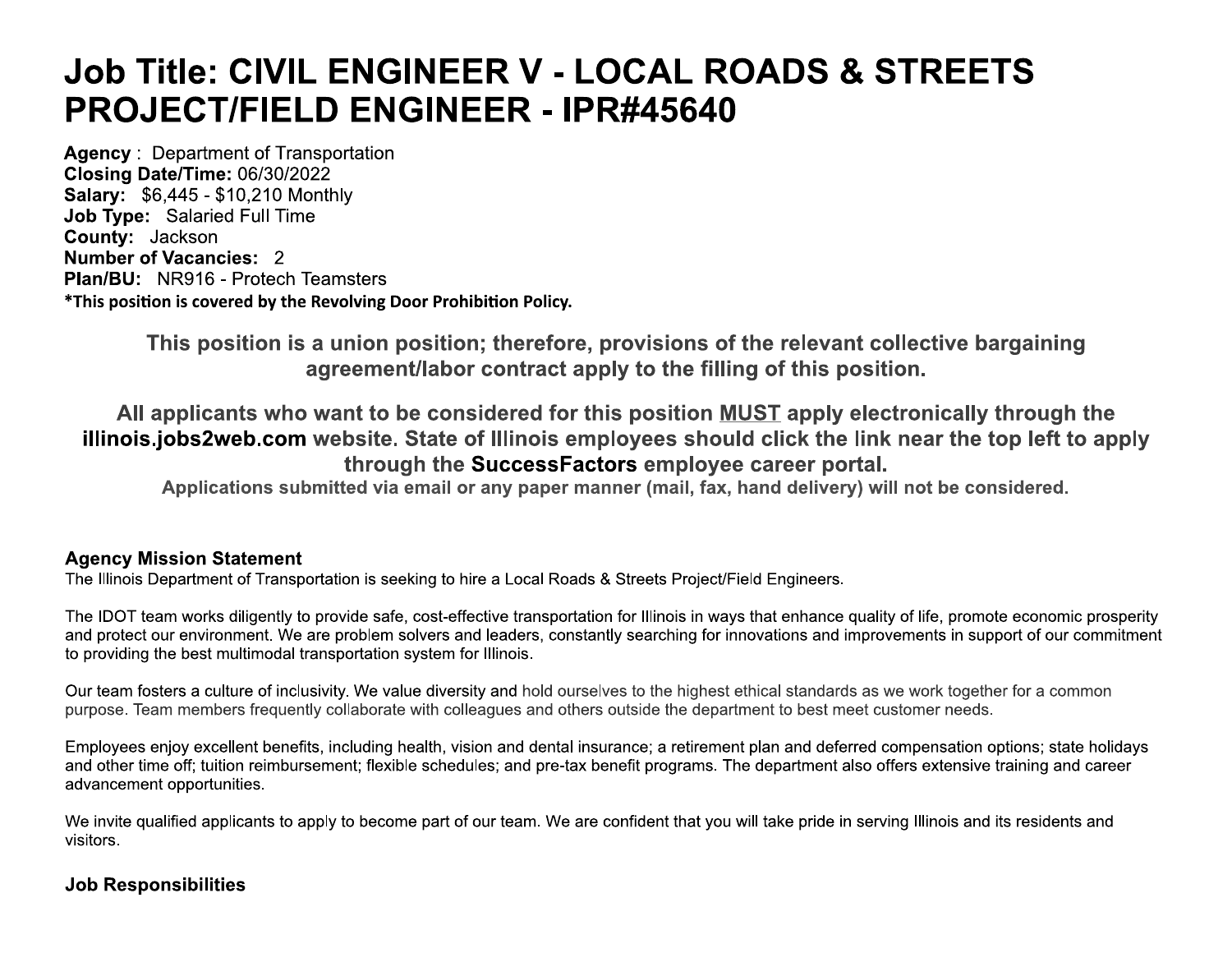# Job Title: CIVIL ENGINEER V - LOCAL ROADS & STREETS PROJECT/FIELD ENGINEER - IPR#45640

**Agency** : Department of Transportation
**Closing Date/Time:** 06/30/2022
**Salary:** $6,445 - $10,210 Monthly
**Job Type:** Salaried Full Time
**County:** Jackson
**Number of Vacancies:** 2
**Plan/BU:** NR916 - Protech Teamsters
***This position is covered by the Revolving Door Prohibition Policy.**

**This position is a union position; therefore, provisions of the relevant collective bargaining agreement/labor contract apply to the filling of this position.**

**All applicants who want to be considered for this position MUST apply electronically through the illinois.jobs2web.com website. State of Illinois employees should click the link near the top left to apply through the SuccessFactors employee career portal.**

**Applications submitted via email or any paper manner (mail, fax, hand delivery) will not be considered.**

### Agency Mission Statement

The Illinois Department of Transportation is seeking to hire a Local Roads & Streets Project/Field Engineers.

The IDOT team works diligently to provide safe, cost-effective transportation for Illinois in ways that enhance quality of life, promote economic prosperity and protect our environment. We are problem solvers and leaders, constantly searching for innovations and improvements in support of our commitment to providing the best multimodal transportation system for Illinois.

Our team fosters a culture of inclusivity. We value diversity and hold ourselves to the highest ethical standards as we work together for a common purpose. Team members frequently collaborate with colleagues and others outside the department to best meet customer needs.

Employees enjoy excellent benefits, including health, vision and dental insurance; a retirement plan and deferred compensation options; state holidays and other time off; tuition reimbursement; flexible schedules; and pre-tax benefit programs. The department also offers extensive training and career advancement opportunities.

We invite qualified applicants to apply to become part of our team. We are confident that you will take pride in serving Illinois and its residents and visitors.

### Job Responsibilities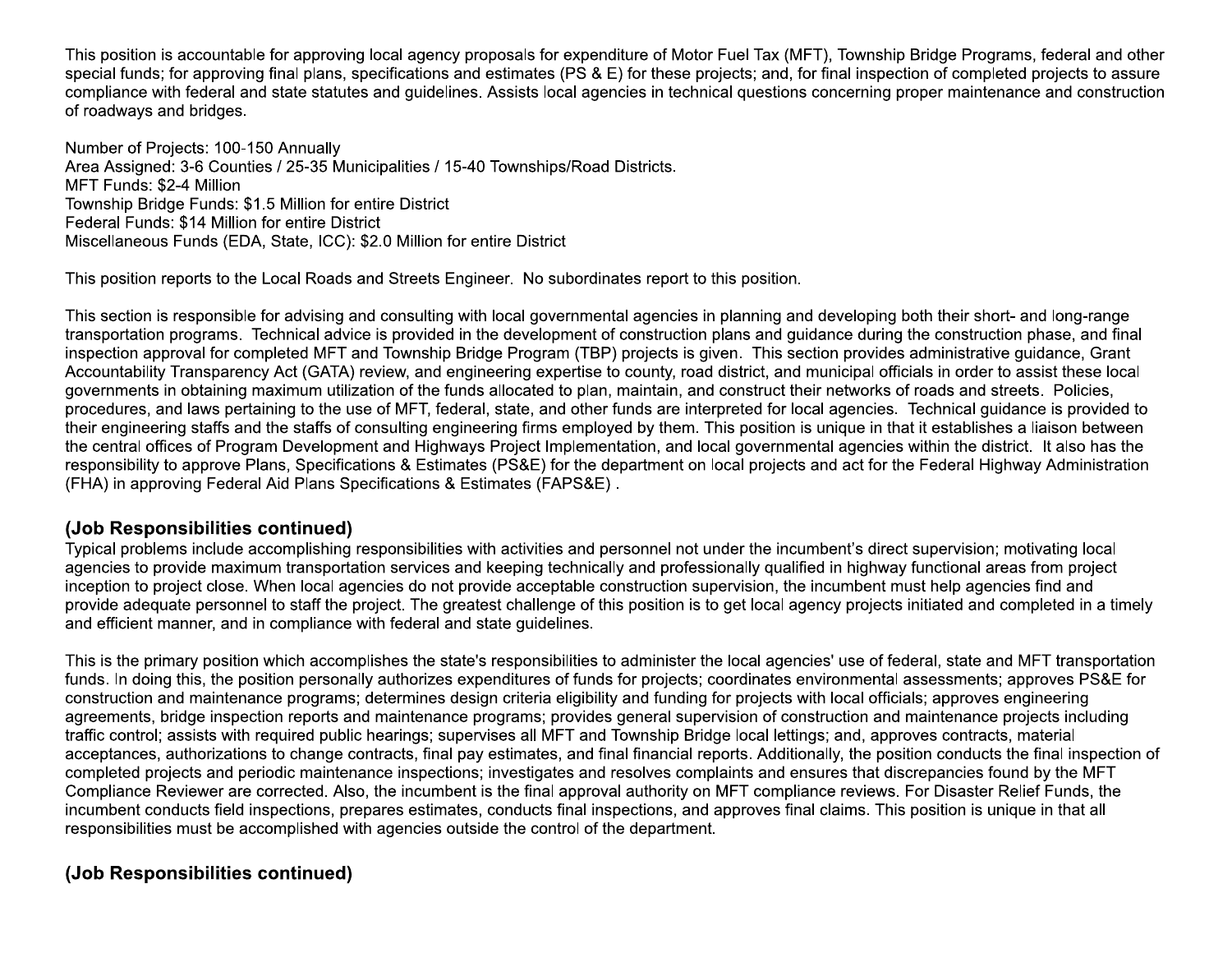This position is accountable for approving local agency proposals for expenditure of Motor Fuel Tax (MFT), Township Bridge Programs, federal and other special funds; for approving final plans, specifications and estimates (PS & E) for these projects; and, for final inspection of completed projects to assure compliance with federal and state statutes and guidelines. Assists local agencies in technical questions concerning proper maintenance and construction of roadways and bridges.

Number of Projects: 100-150 Annually
Area Assigned: 3-6 Counties / 25-35 Municipalities / 15-40 Townships/Road Districts.
MFT Funds: $2-4 Million
Township Bridge Funds: $1.5 Million for entire District
Federal Funds: $14 Million for entire District
Miscellaneous Funds (EDA, State, ICC): $2.0 Million for entire District

This position reports to the Local Roads and Streets Engineer. No subordinates report to this position.

This section is responsible for advising and consulting with local governmental agencies in planning and developing both their short- and long-range transportation programs. Technical advice is provided in the development of construction plans and guidance during the construction phase, and final inspection approval for completed MFT and Township Bridge Program (TBP) projects is given. This section provides administrative guidance, Grant Accountability Transparency Act (GATA) review, and engineering expertise to county, road district, and municipal officials in order to assist these local governments in obtaining maximum utilization of the funds allocated to plan, maintain, and construct their networks of roads and streets. Policies, procedures, and laws pertaining to the use of MFT, federal, state, and other funds are interpreted for local agencies. Technical guidance is provided to their engineering staffs and the staffs of consulting engineering firms employed by them. This position is unique in that it establishes a liaison between the central offices of Program Development and Highways Project Implementation, and local governmental agencies within the district. It also has the responsibility to approve Plans, Specifications & Estimates (PS&E) for the department on local projects and act for the Federal Highway Administration (FHA) in approving Federal Aid Plans Specifications & Estimates (FAPS&E) .

## (Job Responsibilities continued)

Typical problems include accomplishing responsibilities with activities and personnel not under the incumbent's direct supervision; motivating local agencies to provide maximum transportation services and keeping technically and professionally qualified in highway functional areas from project inception to project close. When local agencies do not provide acceptable construction supervision, the incumbent must help agencies find and provide adequate personnel to staff the project. The greatest challenge of this position is to get local agency projects initiated and completed in a timely and efficient manner, and in compliance with federal and state guidelines.

This is the primary position which accomplishes the state's responsibilities to administer the local agencies' use of federal, state and MFT transportation funds. In doing this, the position personally authorizes expenditures of funds for projects; coordinates environmental assessments; approves PS&E for construction and maintenance programs; determines design criteria eligibility and funding for projects with local officials; approves engineering agreements, bridge inspection reports and maintenance programs; provides general supervision of construction and maintenance projects including traffic control; assists with required public hearings; supervises all MFT and Township Bridge local lettings; and, approves contracts, material acceptances, authorizations to change contracts, final pay estimates, and final financial reports. Additionally, the position conducts the final inspection of completed projects and periodic maintenance inspections; investigates and resolves complaints and ensures that discrepancies found by the MFT Compliance Reviewer are corrected. Also, the incumbent is the final approval authority on MFT compliance reviews. For Disaster Relief Funds, the incumbent conducts field inspections, prepares estimates, conducts final inspections, and approves final claims. This position is unique in that all responsibilities must be accomplished with agencies outside the control of the department.

## (Job Responsibilities continued)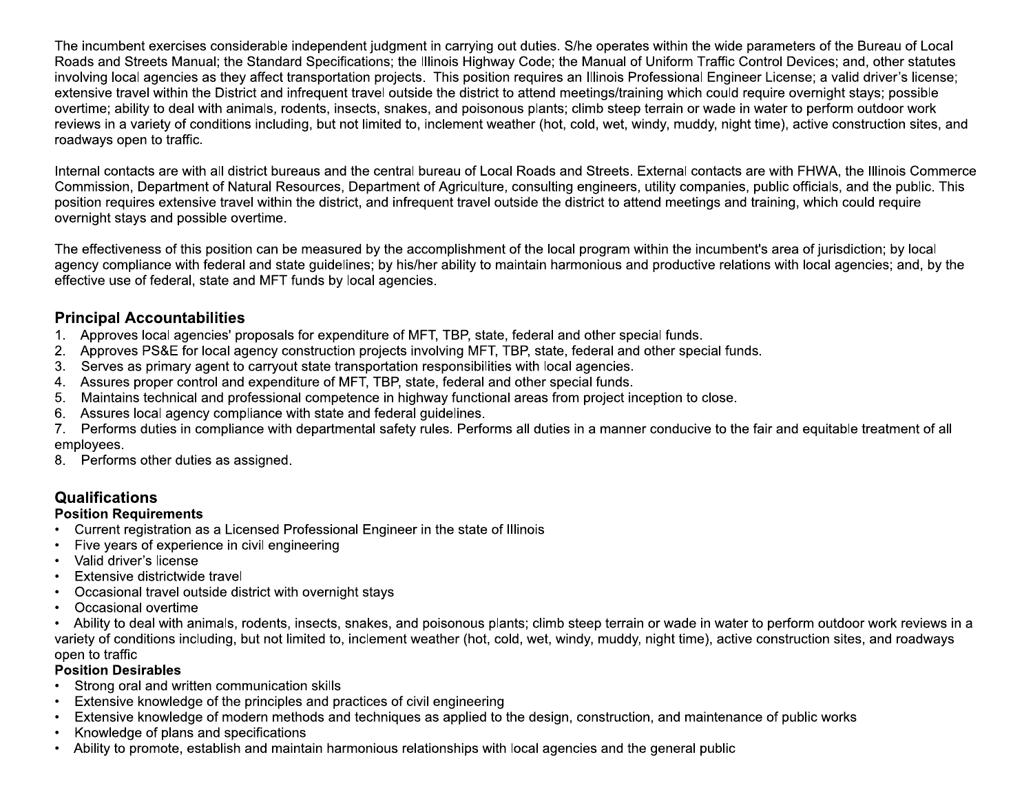The incumbent exercises considerable independent judgment in carrying out duties. S/he operates within the wide parameters of the Bureau of Local Roads and Streets Manual; the Standard Specifications; the Illinois Highway Code; the Manual of Uniform Traffic Control Devices; and, other statutes involving local agencies as they affect transportation projects. This position requires an Illinois Professional Engineer License; a valid driver's license; extensive travel within the District and infrequent travel outside the district to attend meetings/training which could require overnight stays; possible overtime; ability to deal with animals, rodents, insects, snakes, and poisonous plants; climb steep terrain or wade in water to perform outdoor work reviews in a variety of conditions including, but not limited to, inclement weather (hot, cold, wet, windy, muddy, night time), active construction sites, and roadways open to traffic.

Internal contacts are with all district bureaus and the central bureau of Local Roads and Streets. External contacts are with FHWA, the Illinois Commerce Commission, Department of Natural Resources, Department of Agriculture, consulting engineers, utility companies, public officials, and the public. This position requires extensive travel within the district, and infrequent travel outside the district to attend meetings and training, which could require overnight stays and possible overtime.

The effectiveness of this position can be measured by the accomplishment of the local program within the incumbent's area of jurisdiction; by local agency compliance with federal and state guidelines; by his/her ability to maintain harmonious and productive relations with local agencies; and, by the effective use of federal, state and MFT funds by local agencies.

## Principal Accountabilities

1. Approves local agencies' proposals for expenditure of MFT, TBP, state, federal and other special funds.
2. Approves PS&E for local agency construction projects involving MFT, TBP, state, federal and other special funds.
3. Serves as primary agent to carryout state transportation responsibilities with local agencies.
4. Assures proper control and expenditure of MFT, TBP, state, federal and other special funds.
5. Maintains technical and professional competence in highway functional areas from project inception to close.
6. Assures local agency compliance with state and federal guidelines.
7. Performs duties in compliance with departmental safety rules. Performs all duties in a manner conducive to the fair and equitable treatment of all employees.
8. Performs other duties as assigned.

## Qualifications

**Position Requirements**

- Current registration as a Licensed Professional Engineer in the state of Illinois
- Five years of experience in civil engineering
- Valid driver's license
- Extensive districtwide travel
- Occasional travel outside district with overnight stays
- Occasional overtime
- Ability to deal with animals, rodents, insects, snakes, and poisonous plants; climb steep terrain or wade in water to perform outdoor work reviews in a variety of conditions including, but not limited to, inclement weather (hot, cold, wet, windy, muddy, night time), active construction sites, and roadways open to traffic

**Position Desirables**

- Strong oral and written communication skills
- Extensive knowledge of the principles and practices of civil engineering
- Extensive knowledge of modern methods and techniques as applied to the design, construction, and maintenance of public works
- Knowledge of plans and specifications
- Ability to promote, establish and maintain harmonious relationships with local agencies and the general public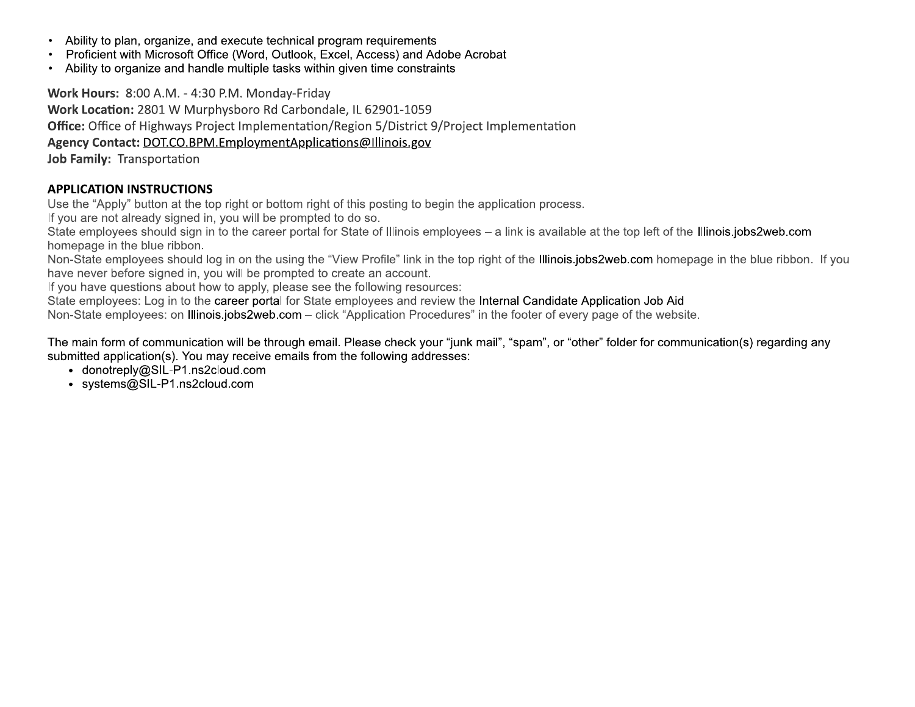- Ability to plan, organize, and execute technical program requirements
- Proficient with Microsoft Office (Word, Outlook, Excel, Access) and Adobe Acrobat
- Ability to organize and handle multiple tasks within given time constraints

**Work Hours:** 8:00 A.M. - 4:30 P.M. Monday-Friday
**Work Location:** 2801 W Murphysboro Rd Carbondale, IL 62901-1059
**Office:** Office of Highways Project Implementation/Region 5/District 9/Project Implementation
**Agency Contact:** DOT.CO.BPM.EmploymentApplications@Illinois.gov
**Job Family:** Transportation

## APPLICATION INSTRUCTIONS

Use the "Apply" button at the top right or bottom right of this posting to begin the application process.
If you are not already signed in, you will be prompted to do so.
State employees should sign in to the career portal for State of Illinois employees – a link is available at the top left of the Illinois.jobs2web.com homepage in the blue ribbon.
Non-State employees should log in on the using the "View Profile" link in the top right of the Illinois.jobs2web.com homepage in the blue ribbon. If you have never before signed in, you will be prompted to create an account.
If you have questions about how to apply, please see the following resources:
State employees: Log in to the career portal for State employees and review the Internal Candidate Application Job Aid
Non-State employees: on Illinois.jobs2web.com – click "Application Procedures" in the footer of every page of the website.

The main form of communication will be through email. Please check your "junk mail", "spam", or "other" folder for communication(s) regarding any submitted application(s). You may receive emails from the following addresses:

- donotreply@SIL-P1.ns2cloud.com
- systems@SIL-P1.ns2cloud.com